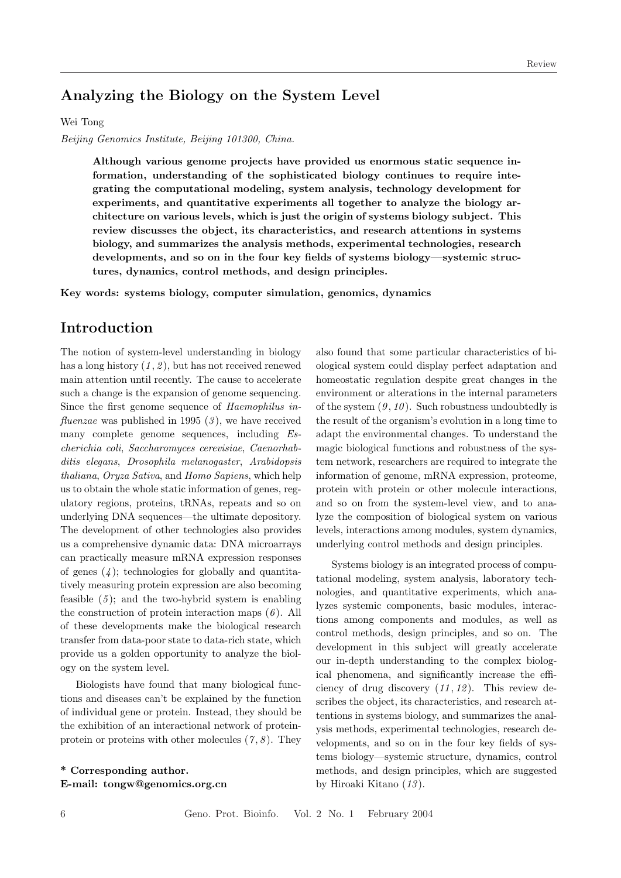# Analyzing the Biology on the System Level

Wei Tong

*Beijing Genomics Institute, Beijing 101300, China.*

**Although various genome projects have provided us enormous static sequence information, understanding of the sophisticated biology continues to require integrating the computational modeling, system analysis, technology development for experiments, and quantitative experiments all together to analyze the biology architecture on various levels, which is just the origin of systems biology subject. This review discusses the object, its characteristics, and research attentions in systems biology, and summarizes the analysis methods, experimental technologies, research developments, and so on in the four key fields of systems biology—systemic structures, dynamics, control methods, and design principles.**

**Key words: systems biology, computer simulation, genomics, dynamics**

## Introduction

The notion of system-level understanding in biology has a long history (*1*, *2*), but has not received renewed main attention until recently. The cause to accelerate such a change is the expansion of genome sequencing. Since the first genome sequence of *Haemophilus influenzae* was published in 1995 (*3*), we have received many complete genome sequences, including *Escherichia coli*, *Saccharomyces cerevisiae*, *Caenorhabditis elegans*, *Drosophila melanogaster*, *Arabidopsis thaliana*, *Oryza Sativa*, and *Homo Sapiens*, which help us to obtain the whole static information of genes, regulatory regions, proteins, tRNAs, repeats and so on underlying DNA sequences—the ultimate depository. The development of other technologies also provides us a comprehensive dynamic data: DNA microarrays can practically measure mRNA expression responses of genes (*4*); technologies for globally and quantitatively measuring protein expression are also becoming feasible (*5*); and the two-hybrid system is enabling the construction of protein interaction maps (*6*). All of these developments make the biological research transfer from data-poor state to data-rich state, which provide us a golden opportunity to analyze the biology on the system level.

Biologists have found that many biological functions and diseases can't be explained by the function of individual gene or protein. Instead, they should be the exhibition of an interactional network of protein-protein or proteins with other molecules (*7*, *8*). They also found that some particular characteristics of biological system could display perfect adaptation and homeostatic regulation despite great changes in the environment or alterations in the internal parameters of the system (*9*, *10*). Such robustness undoubtedly is the result of the organism's evolution in a long time to adapt the environmental changes. To understand the magic biological functions and robustness of the system network, researchers are required to integrate the information of genome, mRNA expression, proteome, protein with protein or other molecule interactions, and so on from the system-level view, and to analyze the composition of biological system on various levels, interactions among modules, system dynamics, underlying control methods and design principles.

Systems biology is an integrated process of computational modeling, system analysis, laboratory technologies, and quantitative experiments, which analyzes systemic components, basic modules, interactions among components and modules, as well as control methods, design principles, and so on. The development in this subject will greatly accelerate our in-depth understanding to the complex biological phenomena, and significantly increase the efficiency of drug discovery (*11*, *12*). This review describes the object, its characteristics, and research attentions in systems biology, and summarizes the analysis methods, experimental technologies, research developments, and so on in the four key fields of systems biology—systemic structure, dynamics, control methods, and design principles, which are suggested by Hiroaki Kitano (*13*).

**\* Corresponding author.**
**E-mail: tongw@genomics.org.cn**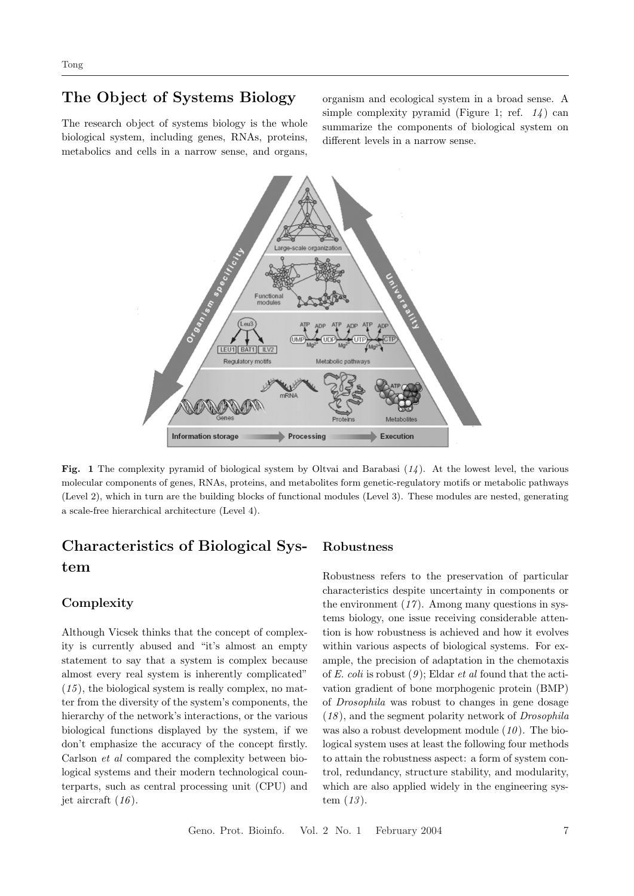## The Object of Systems Biology

The research object of systems biology is the whole biological system, including genes, RNAs, proteins, metabolics and cells in a narrow sense, and organs, organism and ecological system in a broad sense. A simple complexity pyramid (Figure 1; ref. *14*) can summarize the components of biological system on different levels in a narrow sense.

**Fig. 1** The complexity pyramid of biological system by Oltvai and Barabasi (*14*). At the lowest level, the various molecular components of genes, RNAs, proteins, and metabolites form genetic-regulatory motifs or metabolic pathways (Level 2), which in turn are the building blocks of functional modules (Level 3). These modules are nested, generating a scale-free hierarchical architecture (Level 4).

## Characteristics of Biological System

### Complexity

Although Vicsek thinks that the concept of complexity is currently abused and "it's almost an empty statement to say that a system is complex because almost every real system is inherently complicated" (*15*), the biological system is really complex, no matter from the diversity of the system's components, the hierarchy of the network's interactions, or the various biological functions displayed by the system, if we don't emphasize the accuracy of the concept firstly. Carlson *et al* compared the complexity between biological systems and their modern technological counterparts, such as central processing unit (CPU) and jet aircraft (*16*).

### Robustness

Robustness refers to the preservation of particular characteristics despite uncertainty in components or the environment (*17*). Among many questions in systems biology, one issue receiving considerable attention is how robustness is achieved and how it evolves within various aspects of biological systems. For example, the precision of adaptation in the chemotaxis of *E. coli* is robust (*9*); Eldar *et al* found that the activation gradient of bone morphogenic protein (BMP) of *Drosophila* was robust to changes in gene dosage (*18*), and the segment polarity network of *Drosophila* was also a robust development module (*10*). The biological system uses at least the following four methods to attain the robustness aspect: a form of system control, redundancy, structure stability, and modularity, which are also applied widely in the engineering system (*13*).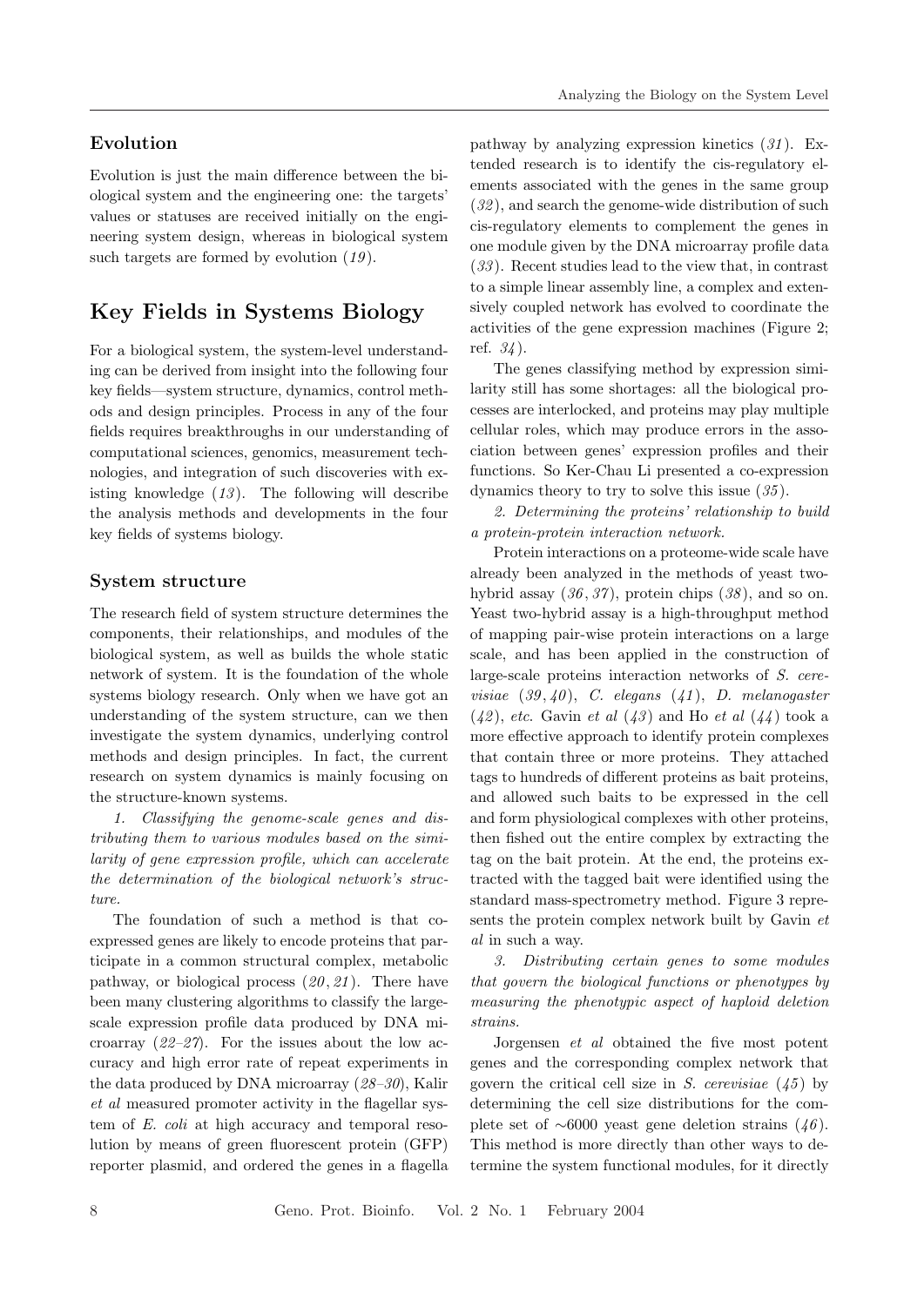## Evolution

Evolution is just the main difference between the biological system and the engineering one: the targets' values or statuses are received initially on the engineering system design, whereas in biological system such targets are formed by evolution (*19*).

# Key Fields in Systems Biology

For a biological system, the system-level understanding can be derived from insight into the following four key fields—system structure, dynamics, control methods and design principles. Process in any of the four fields requires breakthroughs in our understanding of computational sciences, genomics, measurement technologies, and integration of such discoveries with existing knowledge (*13*). The following will describe the analysis methods and developments in the four key fields of systems biology.

## System structure

The research field of system structure determines the components, their relationships, and modules of the biological system, as well as builds the whole static network of system. It is the foundation of the whole systems biology research. Only when we have got an understanding of the system structure, can we then investigate the system dynamics, underlying control methods and design principles. In fact, the current research on system dynamics is mainly focusing on the structure-known systems.

*1. Classifying the genome-scale genes and distributing them to various modules based on the similarity of gene expression profile, which can accelerate the determination of the biological network's structure.*

The foundation of such a method is that co-expressed genes are likely to encode proteins that participate in a common structural complex, metabolic pathway, or biological process (*20*, *21*). There have been many clustering algorithms to classify the large-scale expression profile data produced by DNA microarray (*22–27*). For the issues about the low accuracy and high error rate of repeat experiments in the data produced by DNA microarray (*28–30*), Kalir *et al* measured promoter activity in the flagellar system of *E. coli* at high accuracy and temporal resolution by means of green fluorescent protein (GFP) reporter plasmid, and ordered the genes in a flagella pathway by analyzing expression kinetics (*31*). Extended research is to identify the cis-regulatory elements associated with the genes in the same group (*32*), and search the genome-wide distribution of such cis-regulatory elements to complement the genes in one module given by the DNA microarray profile data (*33*). Recent studies lead to the view that, in contrast to a simple linear assembly line, a complex and extensively coupled network has evolved to coordinate the activities of the gene expression machines (Figure 2; ref. *34*).

The genes classifying method by expression similarity still has some shortages: all the biological processes are interlocked, and proteins may play multiple cellular roles, which may produce errors in the association between genes' expression profiles and their functions. So Ker-Chau Li presented a co-expression dynamics theory to try to solve this issue (*35*).

*2. Determining the proteins' relationship to build a protein-protein interaction network.*

Protein interactions on a proteome-wide scale have already been analyzed in the methods of yeast two-hybrid assay (*36*, *37*), protein chips (*38*), and so on. Yeast two-hybrid assay is a high-throughput method of mapping pair-wise protein interactions on a large scale, and has been applied in the construction of large-scale proteins interaction networks of *S. cerevisiae* (*39*, *40*), *C. elegans* (*41*), *D. melanogaster* (*42*), *etc.* Gavin *et al* (*43*) and Ho *et al* (*44*) took a more effective approach to identify protein complexes that contain three or more proteins. They attached tags to hundreds of different proteins as bait proteins, and allowed such baits to be expressed in the cell and form physiological complexes with other proteins, then fished out the entire complex by extracting the tag on the bait protein. At the end, the proteins extracted with the tagged bait were identified using the standard mass-spectrometry method. Figure 3 represents the protein complex network built by Gavin *et al* in such a way.

*3. Distributing certain genes to some modules that govern the biological functions or phenotypes by measuring the phenotypic aspect of haploid deletion strains.*

Jorgensen *et al* obtained the five most potent genes and the corresponding complex network that govern the critical cell size in *S. cerevisiae* (*45*) by determining the cell size distributions for the complete set of ∼6000 yeast gene deletion strains (*46*). This method is more directly than other ways to determine the system functional modules, for it directly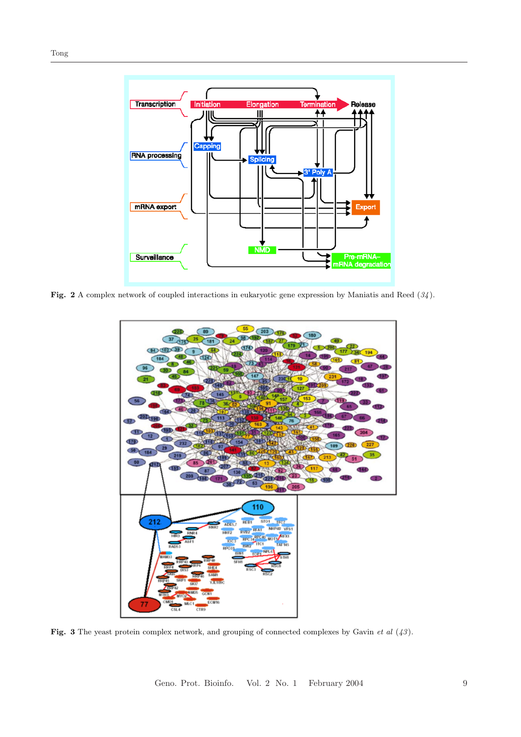**Fig. 2** A complex network of coupled interactions in eukaryotic gene expression by Maniatis and Reed (*34*).

**Fig. 3** The yeast protein complex network, and grouping of connected complexes by Gavin *et al* (*43*).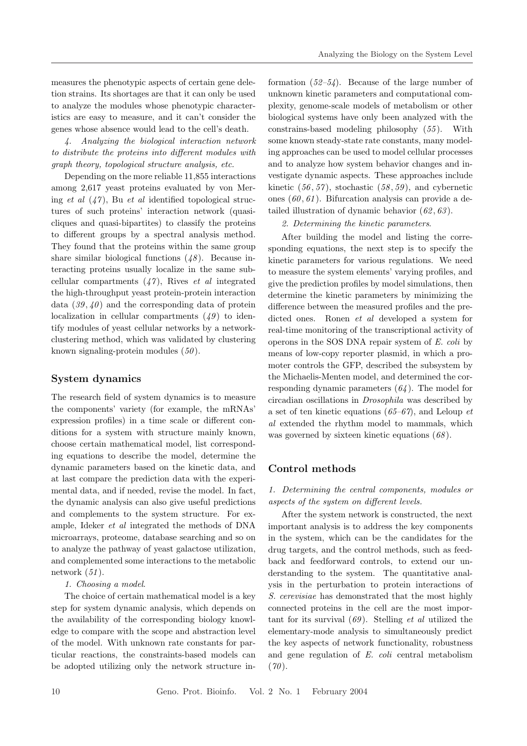measures the phenotypic aspects of certain gene deletion strains. Its shortages are that it can only be used to analyze the modules whose phenotypic characteristics are easy to measure, and it can't consider the genes whose absence would lead to the cell's death.

*4. Analyzing the biological interaction network to distribute the proteins into different modules with graph theory, topological structure analysis, etc.*

Depending on the more reliable 11,855 interactions among 2,617 yeast proteins evaluated by von Mering *et al* (*47*), Bu *et al* identified topological structures of such proteins' interaction network (quasi-cliques and quasi-bipartites) to classify the proteins to different groups by a spectral analysis method. They found that the proteins within the same group share similar biological functions (*48*). Because interacting proteins usually localize in the same subcellular compartments (*47*), Rives *et al* integrated the high-throughput yeast protein-protein interaction data (*39*, *40*) and the corresponding data of protein localization in cellular compartments (*49*) to identify modules of yeast cellular networks by a network-clustering method, which was validated by clustering known signaling-protein modules (*50*).

## System dynamics

The research field of system dynamics is to measure the components' variety (for example, the mRNAs' expression profiles) in a time scale or different conditions for a system with structure mainly known, choose certain mathematical model, list corresponding equations to describe the model, determine the dynamic parameters based on the kinetic data, and at last compare the prediction data with the experimental data, and if needed, revise the model. In fact, the dynamic analysis can also give useful predictions and complements to the system structure. For example, Ideker *et al* integrated the methods of DNA microarrays, proteome, database searching and so on to analyze the pathway of yeast galactose utilization, and complemented some interactions to the metabolic network (*51*).

*1. Choosing a model.*

The choice of certain mathematical model is a key step for system dynamic analysis, which depends on the availability of the corresponding biology knowledge to compare with the scope and abstraction level of the model. With unknown rate constants for particular reactions, the constraints-based models can be adopted utilizing only the network structure information (*52–54*). Because of the large number of unknown kinetic parameters and computational complexity, genome-scale models of metabolism or other biological systems have only been analyzed with the constrains-based modeling philosophy (*55*). With some known steady-state rate constants, many modeling approaches can be used to model cellular processes and to analyze how system behavior changes and investigate dynamic aspects. These approaches include kinetic (*56*, *57*), stochastic (*58*, *59*), and cybernetic ones (*60*, *61*). Bifurcation analysis can provide a detailed illustration of dynamic behavior (*62*, *63*).

*2. Determining the kinetic parameters.*

After building the model and listing the corresponding equations, the next step is to specify the kinetic parameters for various regulations. We need to measure the system elements' varying profiles, and give the prediction profiles by model simulations, then determine the kinetic parameters by minimizing the difference between the measured profiles and the predicted ones. Ronen *et al* developed a system for real-time monitoring of the transcriptional activity of operons in the SOS DNA repair system of *E. coli* by means of low-copy reporter plasmid, in which a promoter controls the GFP, described the subsystem by the Michaelis-Menten model, and determined the corresponding dynamic parameters (*64*). The model for circadian oscillations in *Drosophila* was described by a set of ten kinetic equations (*65–67*), and Leloup *et al* extended the rhythm model to mammals, which was governed by sixteen kinetic equations (*68*).

## Control methods

*1. Determining the central components, modules or aspects of the system on different levels.*

After the system network is constructed, the next important analysis is to address the key components in the system, which can be the candidates for the drug targets, and the control methods, such as feedback and feedforward controls, to extend our understanding to the system. The quantitative analysis in the perturbation to protein interactions of *S. cerevisiae* has demonstrated that the most highly connected proteins in the cell are the most important for its survival (*69*). Stelling *et al* utilized the elementary-mode analysis to simultaneously predict the key aspects of network functionality, robustness and gene regulation of *E. coli* central metabolism (*70*).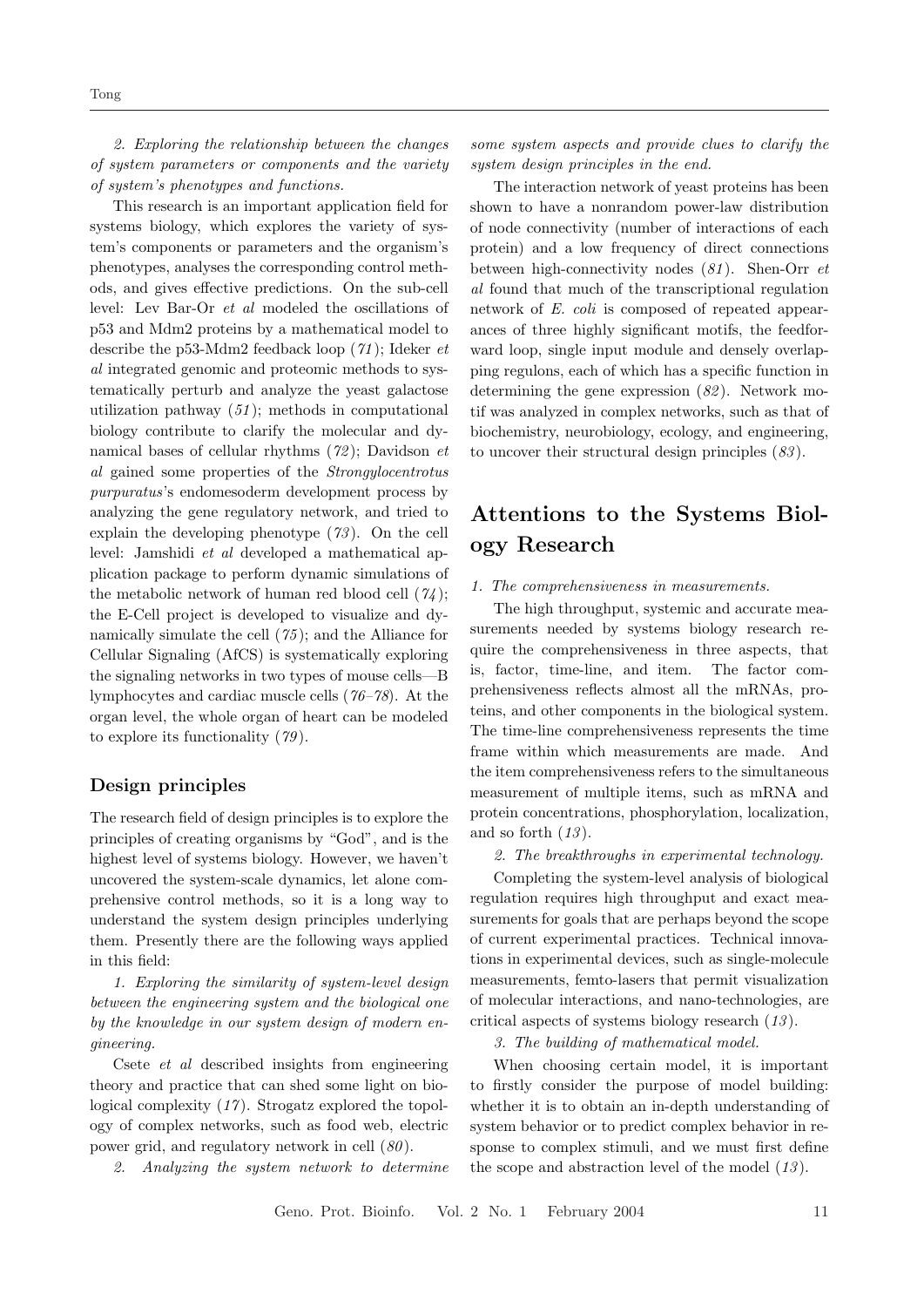*2. Exploring the relationship between the changes of system parameters or components and the variety of system's phenotypes and functions.*

This research is an important application field for systems biology, which explores the variety of system's components or parameters and the organism's phenotypes, analyses the corresponding control methods, and gives effective predictions. On the sub-cell level: Lev Bar-Or *et al* modeled the oscillations of p53 and Mdm2 proteins by a mathematical model to describe the p53-Mdm2 feedback loop (*71*); Ideker *et al* integrated genomic and proteomic methods to systematically perturb and analyze the yeast galactose utilization pathway (*51*); methods in computational biology contribute to clarify the molecular and dynamical bases of cellular rhythms (*72*); Davidson *et al* gained some properties of the *Strongylocentrotus purpuratus*'s endomesoderm development process by analyzing the gene regulatory network, and tried to explain the developing phenotype (*73*). On the cell level: Jamshidi *et al* developed a mathematical application package to perform dynamic simulations of the metabolic network of human red blood cell (*74*); the E-Cell project is developed to visualize and dynamically simulate the cell (*75*); and the Alliance for Cellular Signaling (AfCS) is systematically exploring the signaling networks in two types of mouse cells—B lymphocytes and cardiac muscle cells (*76–78*). At the organ level, the whole organ of heart can be modeled to explore its functionality (*79*).

### Design principles

The research field of design principles is to explore the principles of creating organisms by "God", and is the highest level of systems biology. However, we haven't uncovered the system-scale dynamics, let alone comprehensive control methods, so it is a long way to understand the system design principles underlying them. Presently there are the following ways applied in this field:

*1. Exploring the similarity of system-level design between the engineering system and the biological one by the knowledge in our system design of modern engineering.*

Csete *et al* described insights from engineering theory and practice that can shed some light on biological complexity (*17*). Strogatz explored the topology of complex networks, such as food web, electric power grid, and regulatory network in cell (*80*).

*2. Analyzing the system network to determine some system aspects and provide clues to clarify the system design principles in the end.*

The interaction network of yeast proteins has been shown to have a nonrandom power-law distribution of node connectivity (number of interactions of each protein) and a low frequency of direct connections between high-connectivity nodes (*81*). Shen-Orr *et al* found that much of the transcriptional regulation network of *E. coli* is composed of repeated appearances of three highly significant motifs, the feedforward loop, single input module and densely overlapping regulons, each of which has a specific function in determining the gene expression (*82*). Network motif was analyzed in complex networks, such as that of biochemistry, neurobiology, ecology, and engineering, to uncover their structural design principles (*83*).

## Attentions to the Systems Biology Research

*1. The comprehensiveness in measurements.*

The high throughput, systemic and accurate measurements needed by systems biology research require the comprehensiveness in three aspects, that is, factor, time-line, and item. The factor comprehensiveness reflects almost all the mRNAs, proteins, and other components in the biological system. The time-line comprehensiveness represents the time frame within which measurements are made. And the item comprehensiveness refers to the simultaneous measurement of multiple items, such as mRNA and protein concentrations, phosphorylation, localization, and so forth (*13*).

*2. The breakthroughs in experimental technology.*

Completing the system-level analysis of biological regulation requires high throughput and exact measurements for goals that are perhaps beyond the scope of current experimental practices. Technical innovations in experimental devices, such as single-molecule measurements, femto-lasers that permit visualization of molecular interactions, and nano-technologies, are critical aspects of systems biology research (*13*).

*3. The building of mathematical model.*

When choosing certain model, it is important to firstly consider the purpose of model building: whether it is to obtain an in-depth understanding of system behavior or to predict complex behavior in response to complex stimuli, and we must first define the scope and abstraction level of the model (*13*).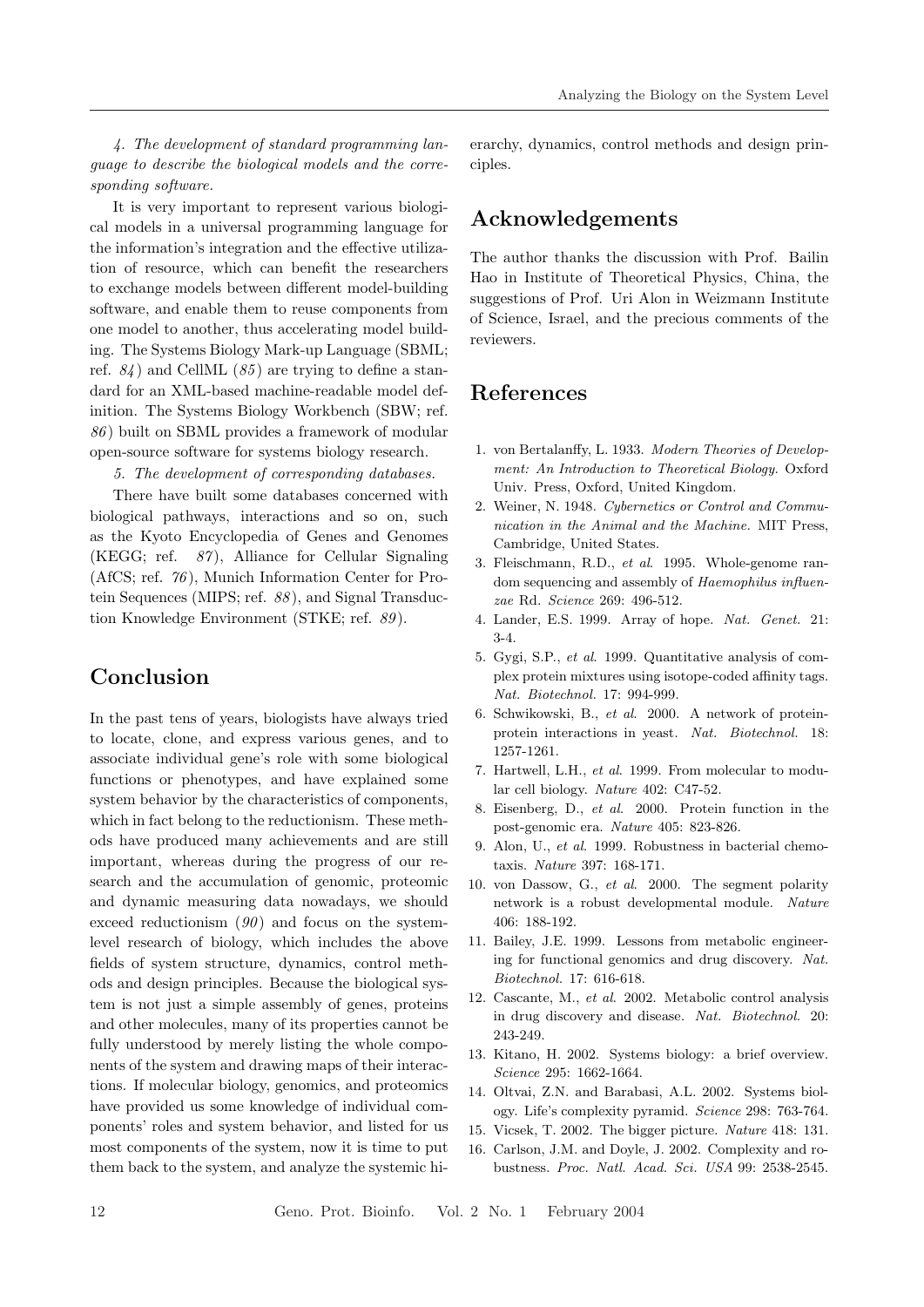*4. The development of standard programming language to describe the biological models and the corresponding software.*

It is very important to represent various biological models in a universal programming language for the information's integration and the effective utilization of resource, which can benefit the researchers to exchange models between different model-building software, and enable them to reuse components from one model to another, thus accelerating model building. The Systems Biology Mark-up Language (SBML; ref. *84*) and CellML (*85*) are trying to define a standard for an XML-based machine-readable model definition. The Systems Biology Workbench (SBW; ref. *86*) built on SBML provides a framework of modular open-source software for systems biology research.

*5. The development of corresponding databases.*

There have built some databases concerned with biological pathways, interactions and so on, such as the Kyoto Encyclopedia of Genes and Genomes (KEGG; ref. *87*), Alliance for Cellular Signaling (AfCS; ref. *76*), Munich Information Center for Protein Sequences (MIPS; ref. *88*), and Signal Transduction Knowledge Environment (STKE; ref. *89*).

## Conclusion

In the past tens of years, biologists have always tried to locate, clone, and express various genes, and to associate individual gene's role with some biological functions or phenotypes, and have explained some system behavior by the characteristics of components, which in fact belong to the reductionism. These methods have produced many achievements and are still important, whereas during the progress of our research and the accumulation of genomic, proteomic and dynamic measuring data nowadays, we should exceed reductionism (*90*) and focus on the system-level research of biology, which includes the above fields of system structure, dynamics, control methods and design principles. Because the biological system is not just a simple assembly of genes, proteins and other molecules, many of its properties cannot be fully understood by merely listing the whole components of the system and drawing maps of their interactions. If molecular biology, genomics, and proteomics have provided us some knowledge of individual components' roles and system behavior, and listed for us most components of the system, now it is time to put them back to the system, and analyze the systemic hierarchy, dynamics, control methods and design principles.

## Acknowledgements

The author thanks the discussion with Prof. Bailin Hao in Institute of Theoretical Physics, China, the suggestions of Prof. Uri Alon in Weizmann Institute of Science, Israel, and the precious comments of the reviewers.

## References

1. von Bertalanffy, L. 1933. *Modern Theories of Development: An Introduction to Theoretical Biology.* Oxford Univ. Press, Oxford, United Kingdom.
2. Weiner, N. 1948. *Cybernetics or Control and Communication in the Animal and the Machine.* MIT Press, Cambridge, United States.
3. Fleischmann, R.D., *et al.* 1995. Whole-genome random sequencing and assembly of *Haemophilus influenzae* Rd. *Science* 269: 496-512.
4. Lander, E.S. 1999. Array of hope. *Nat. Genet.* 21: 3-4.
5. Gygi, S.P., *et al.* 1999. Quantitative analysis of complex protein mixtures using isotope-coded affinity tags. *Nat. Biotechnol.* 17: 994-999.
6. Schwikowski, B., *et al.* 2000. A network of protein-protein interactions in yeast. *Nat. Biotechnol.* 18: 1257-1261.
7. Hartwell, L.H., *et al.* 1999. From molecular to modular cell biology. *Nature* 402: C47-52.
8. Eisenberg, D., *et al.* 2000. Protein function in the post-genomic era. *Nature* 405: 823-826.
9. Alon, U., *et al.* 1999. Robustness in bacterial chemotaxis. *Nature* 397: 168-171.
10. von Dassow, G., *et al.* 2000. The segment polarity network is a robust developmental module. *Nature* 406: 188-192.
11. Bailey, J.E. 1999. Lessons from metabolic engineering for functional genomics and drug discovery. *Nat. Biotechnol.* 17: 616-618.
12. Cascante, M., *et al.* 2002. Metabolic control analysis in drug discovery and disease. *Nat. Biotechnol.* 20: 243-249.
13. Kitano, H. 2002. Systems biology: a brief overview. *Science* 295: 1662-1664.
14. Oltvai, Z.N. and Barabasi, A.L. 2002. Systems biology. Life's complexity pyramid. *Science* 298: 763-764.
15. Vicsek, T. 2002. The bigger picture. *Nature* 418: 131.
16. Carlson, J.M. and Doyle, J. 2002. Complexity and robustness. *Proc. Natl. Acad. Sci. USA* 99: 2538-2545.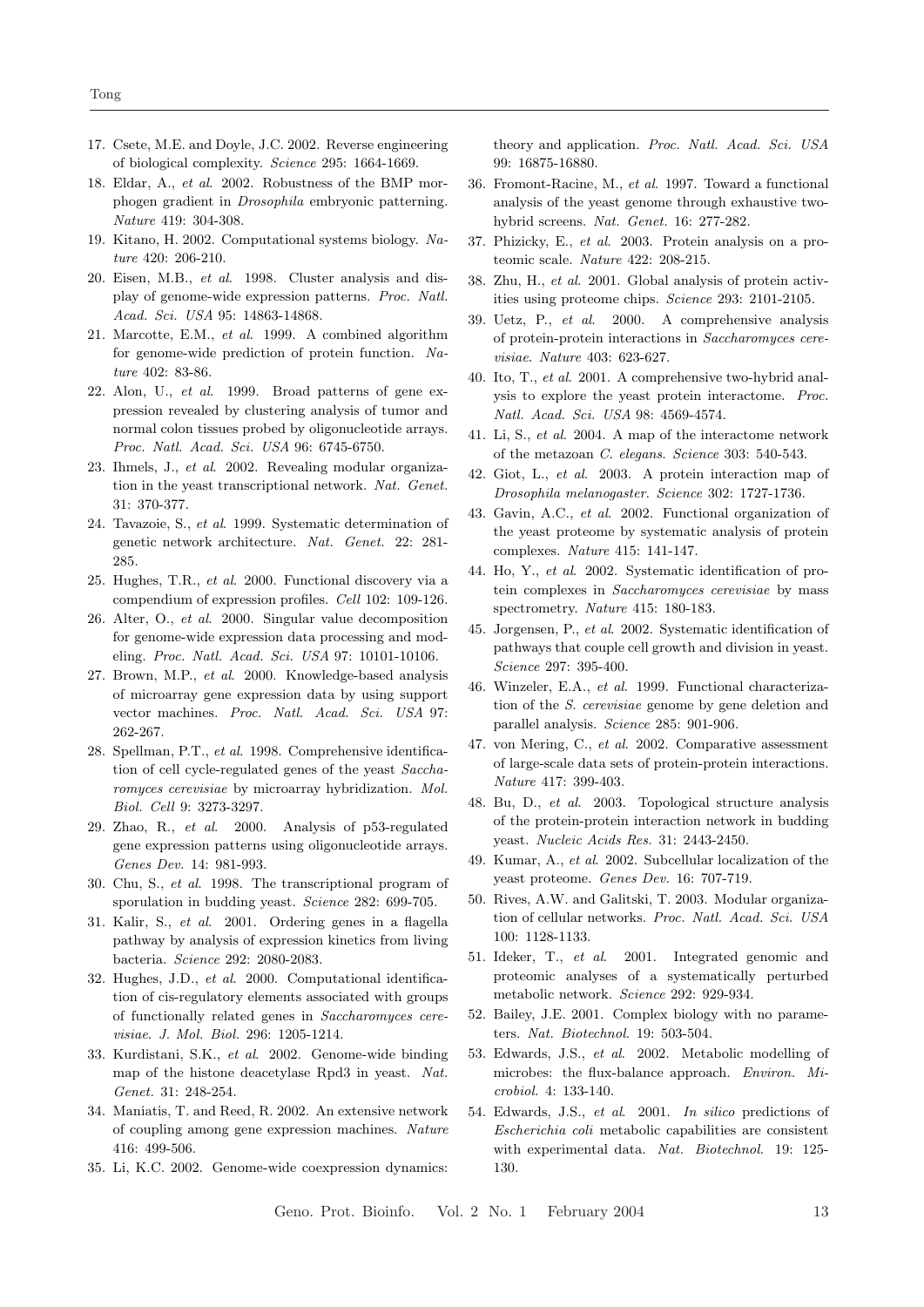17. Csete, M.E. and Doyle, J.C. 2002. Reverse engineering of biological complexity. *Science* 295: 1664-1669.
18. Eldar, A., *et al*. 2002. Robustness of the BMP morphogen gradient in *Drosophila* embryonic patterning. *Nature* 419: 304-308.
19. Kitano, H. 2002. Computational systems biology. *Nature* 420: 206-210.
20. Eisen, M.B., *et al*. 1998. Cluster analysis and display of genome-wide expression patterns. *Proc. Natl. Acad. Sci. USA* 95: 14863-14868.
21. Marcotte, E.M., *et al*. 1999. A combined algorithm for genome-wide prediction of protein function. *Nature* 402: 83-86.
22. Alon, U., *et al*. 1999. Broad patterns of gene expression revealed by clustering analysis of tumor and normal colon tissues probed by oligonucleotide arrays. *Proc. Natl. Acad. Sci. USA* 96: 6745-6750.
23. Ihmels, J., *et al*. 2002. Revealing modular organization in the yeast transcriptional network. *Nat. Genet.* 31: 370-377.
24. Tavazoie, S., *et al*. 1999. Systematic determination of genetic network architecture. *Nat. Genet.* 22: 281-285.
25. Hughes, T.R., *et al*. 2000. Functional discovery via a compendium of expression profiles. *Cell* 102: 109-126.
26. Alter, O., *et al*. 2000. Singular value decomposition for genome-wide expression data processing and modeling. *Proc. Natl. Acad. Sci. USA* 97: 10101-10106.
27. Brown, M.P., *et al*. 2000. Knowledge-based analysis of microarray gene expression data by using support vector machines. *Proc. Natl. Acad. Sci. USA* 97: 262-267.
28. Spellman, P.T., *et al*. 1998. Comprehensive identification of cell cycle-regulated genes of the yeast *Saccharomyces cerevisiae* by microarray hybridization. *Mol. Biol. Cell* 9: 3273-3297.
29. Zhao, R., *et al*. 2000. Analysis of p53-regulated gene expression patterns using oligonucleotide arrays. *Genes Dev.* 14: 981-993.
30. Chu, S., *et al*. 1998. The transcriptional program of sporulation in budding yeast. *Science* 282: 699-705.
31. Kalir, S., *et al*. 2001. Ordering genes in a flagella pathway by analysis of expression kinetics from living bacteria. *Science* 292: 2080-2083.
32. Hughes, J.D., *et al*. 2000. Computational identification of cis-regulatory elements associated with groups of functionally related genes in *Saccharomyces cerevisiae*. *J. Mol. Biol.* 296: 1205-1214.
33. Kurdistani, S.K., *et al*. 2002. Genome-wide binding map of the histone deacetylase Rpd3 in yeast. *Nat. Genet.* 31: 248-254.
34. Maniatis, T. and Reed, R. 2002. An extensive network of coupling among gene expression machines. *Nature* 416: 499-506.
35. Li, K.C. 2002. Genome-wide coexpression dynamics: theory and application. *Proc. Natl. Acad. Sci. USA* 99: 16875-16880.
36. Fromont-Racine, M., *et al*. 1997. Toward a functional analysis of the yeast genome through exhaustive two-hybrid screens. *Nat. Genet.* 16: 277-282.
37. Phizicky, E., *et al*. 2003. Protein analysis on a proteomic scale. *Nature* 422: 208-215.
38. Zhu, H., *et al*. 2001. Global analysis of protein activities using proteome chips. *Science* 293: 2101-2105.
39. Uetz, P., *et al*. 2000. A comprehensive analysis of protein-protein interactions in *Saccharomyces cerevisiae*. *Nature* 403: 623-627.
40. Ito, T., *et al*. 2001. A comprehensive two-hybrid analysis to explore the yeast protein interactome. *Proc. Natl. Acad. Sci. USA* 98: 4569-4574.
41. Li, S., *et al*. 2004. A map of the interactome network of the metazoan *C. elegans*. *Science* 303: 540-543.
42. Giot, L., *et al*. 2003. A protein interaction map of *Drosophila melanogaster*. *Science* 302: 1727-1736.
43. Gavin, A.C., *et al*. 2002. Functional organization of the yeast proteome by systematic analysis of protein complexes. *Nature* 415: 141-147.
44. Ho, Y., *et al*. 2002. Systematic identification of protein complexes in *Saccharomyces cerevisiae* by mass spectrometry. *Nature* 415: 180-183.
45. Jorgensen, P., *et al*. 2002. Systematic identification of pathways that couple cell growth and division in yeast. *Science* 297: 395-400.
46. Winzeler, E.A., *et al*. 1999. Functional characterization of the *S. cerevisiae* genome by gene deletion and parallel analysis. *Science* 285: 901-906.
47. von Mering, C., *et al*. 2002. Comparative assessment of large-scale data sets of protein-protein interactions. *Nature* 417: 399-403.
48. Bu, D., *et al*. 2003. Topological structure analysis of the protein-protein interaction network in budding yeast. *Nucleic Acids Res.* 31: 2443-2450.
49. Kumar, A., *et al*. 2002. Subcellular localization of the yeast proteome. *Genes Dev.* 16: 707-719.
50. Rives, A.W. and Galitski, T. 2003. Modular organization of cellular networks. *Proc. Natl. Acad. Sci. USA* 100: 1128-1133.
51. Ideker, T., *et al*. 2001. Integrated genomic and proteomic analyses of a systematically perturbed metabolic network. *Science* 292: 929-934.
52. Bailey, J.E. 2001. Complex biology with no parameters. *Nat. Biotechnol.* 19: 503-504.
53. Edwards, J.S., *et al*. 2002. Metabolic modelling of microbes: the flux-balance approach. *Environ. Microbiol.* 4: 133-140.
54. Edwards, J.S., *et al*. 2001. *In silico* predictions of *Escherichia coli* metabolic capabilities are consistent with experimental data. *Nat. Biotechnol.* 19: 125-130.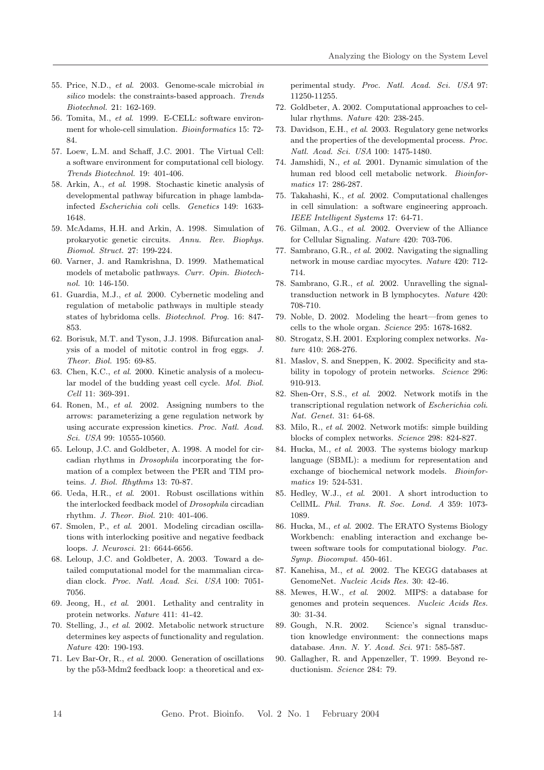55. Price, N.D., *et al*. 2003. Genome-scale microbial *in silico* models: the constraints-based approach. *Trends Biotechnol.* 21: 162-169.
56. Tomita, M., *et al*. 1999. E-CELL: software environment for whole-cell simulation. *Bioinformatics* 15: 72-84.
57. Loew, L.M. and Schaff, J.C. 2001. The Virtual Cell: a software environment for computational cell biology. *Trends Biotechnol.* 19: 401-406.
58. Arkin, A., *et al*. 1998. Stochastic kinetic analysis of developmental pathway bifurcation in phage lambda-infected *Escherichia coli* cells. *Genetics* 149: 1633-1648.
59. McAdams, H.H. and Arkin, A. 1998. Simulation of prokaryotic genetic circuits. *Annu. Rev. Biophys. Biomol. Struct.* 27: 199-224.
60. Varner, J. and Ramkrishna, D. 1999. Mathematical models of metabolic pathways. *Curr. Opin. Biotechnol.* 10: 146-150.
61. Guardia, M.J., *et al*. 2000. Cybernetic modeling and regulation of metabolic pathways in multiple steady states of hybridoma cells. *Biotechnol. Prog.* 16: 847-853.
62. Borisuk, M.T. and Tyson, J.J. 1998. Bifurcation analysis of a model of mitotic control in frog eggs. *J. Theor. Biol.* 195: 69-85.
63. Chen, K.C., *et al*. 2000. Kinetic analysis of a molecular model of the budding yeast cell cycle. *Mol. Biol. Cell* 11: 369-391.
64. Ronen, M., *et al*. 2002. Assigning numbers to the arrows: parameterizing a gene regulation network by using accurate expression kinetics. *Proc. Natl. Acad. Sci. USA* 99: 10555-10560.
65. Leloup, J.C. and Goldbeter, A. 1998. A model for circadian rhythms in *Drosophila* incorporating the formation of a complex between the PER and TIM proteins. *J. Biol. Rhythms* 13: 70-87.
66. Ueda, H.R., *et al*. 2001. Robust oscillations within the interlocked feedback model of *Drosophila* circadian rhythm. *J. Theor. Biol.* 210: 401-406.
67. Smolen, P., *et al*. 2001. Modeling circadian oscillations with interlocking positive and negative feedback loops. *J. Neurosci.* 21: 6644-6656.
68. Leloup, J.C. and Goldbeter, A. 2003. Toward a detailed computational model for the mammalian circadian clock. *Proc. Natl. Acad. Sci. USA* 100: 7051-7056.
69. Jeong, H., *et al*. 2001. Lethality and centrality in protein networks. *Nature* 411: 41-42.
70. Stelling, J., *et al*. 2002. Metabolic network structure determines key aspects of functionality and regulation. *Nature* 420: 190-193.
71. Lev Bar-Or, R., *et al*. 2000. Generation of oscillations by the p53-Mdm2 feedback loop: a theoretical and experimental study. *Proc. Natl. Acad. Sci. USA* 97: 11250-11255.
72. Goldbeter, A. 2002. Computational approaches to cellular rhythms. *Nature* 420: 238-245.
73. Davidson, E.H., *et al*. 2003. Regulatory gene networks and the properties of the developmental process. *Proc. Natl. Acad. Sci. USA* 100: 1475-1480.
74. Jamshidi, N., *et al*. 2001. Dynamic simulation of the human red blood cell metabolic network. *Bioinformatics* 17: 286-287.
75. Takahashi, K., *et al*. 2002. Computational challenges in cell simulation: a software engineering approach. *IEEE Intelligent Systems* 17: 64-71.
76. Gilman, A.G., *et al*. 2002. Overview of the Alliance for Cellular Signaling. *Nature* 420: 703-706.
77. Sambrano, G.R., *et al*. 2002. Navigating the signalling network in mouse cardiac myocytes. *Nature* 420: 712-714.
78. Sambrano, G.R., *et al*. 2002. Unravelling the signal-transduction network in B lymphocytes. *Nature* 420: 708-710.
79. Noble, D. 2002. Modeling the heart—from genes to cells to the whole organ. *Science* 295: 1678-1682.
80. Strogatz, S.H. 2001. Exploring complex networks. *Nature* 410: 268-276.
81. Maslov, S. and Sneppen, K. 2002. Specificity and stability in topology of protein networks. *Science* 296: 910-913.
82. Shen-Orr, S.S., *et al*. 2002. Network motifs in the transcriptional regulation network of *Escherichia coli*. *Nat. Genet.* 31: 64-68.
83. Milo, R., *et al*. 2002. Network motifs: simple building blocks of complex networks. *Science* 298: 824-827.
84. Hucka, M., *et al*. 2003. The systems biology markup language (SBML): a medium for representation and exchange of biochemical network models. *Bioinformatics* 19: 524-531.
85. Hedley, W.J., *et al*. 2001. A short introduction to CellML. *Phil. Trans. R. Soc. Lond. A* 359: 1073-1089.
86. Hucka, M., *et al*. 2002. The ERATO Systems Biology Workbench: enabling interaction and exchange between software tools for computational biology. *Pac. Symp. Biocomput.* 450-461.
87. Kanehisa, M., *et al*. 2002. The KEGG databases at GenomeNet. *Nucleic Acids Res.* 30: 42-46.
88. Mewes, H.W., *et al*. 2002. MIPS: a database for genomes and protein sequences. *Nucleic Acids Res.* 30: 31-34.
89. Gough, N.R. 2002. Science's signal transduction knowledge environment: the connections maps database. *Ann. N. Y. Acad. Sci.* 971: 585-587.
90. Gallagher, R. and Appenzeller, T. 1999. Beyond reductionism. *Science* 284: 79.